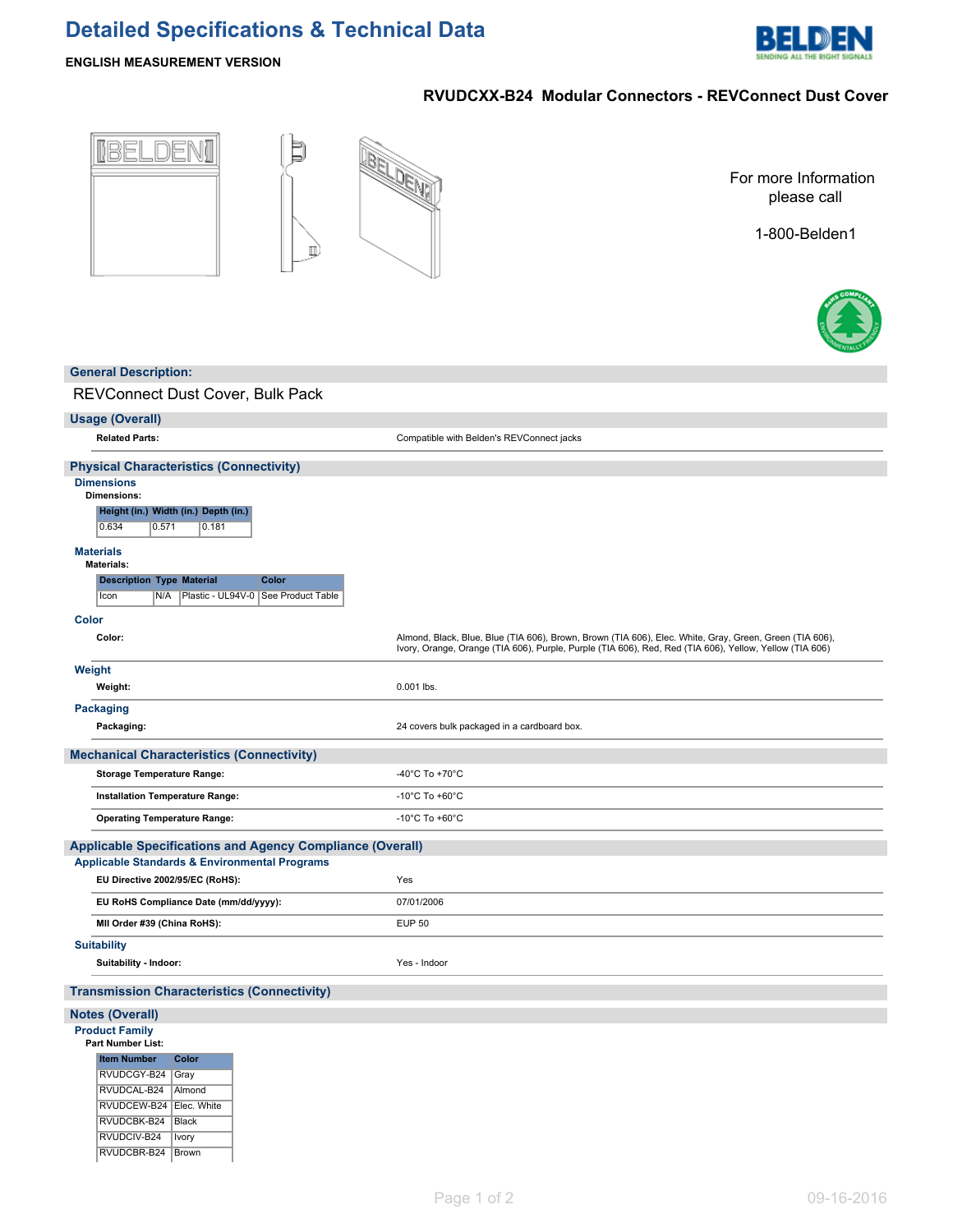# Detailed Specifications & Technical Data

**ENGLISH MEASUREMENT VERSION**

## RVUDCXX-B24 Modular Connectors - REVConnect Dust Cover

For more Information please call

1-800-Belden1

## General Description:

REVConnect Dust Cover, Bulk Pack

## Usage (Overall)

| | |
|---|---|
| **Related Parts:** | Compatible with Belden's REVConnect jacks |

## Physical Characteristics (Connectivity)

### Dimensions

**Dimensions:**

| Height (in.) | Width (in.) | Depth (in.) |
|---|---|---|
| 0.634 | 0.571 | 0.181 |

### Materials

**Materials:**

| Description | Type | Material | Color |
|---|---|---|---|
| Icon | N/A | Plastic - UL94V-0 | See Product Table |

### Color

| | |
|---|---|
| **Color:** | Almond, Black, Blue, Blue (TIA 606), Brown, Brown (TIA 606), Elec. White, Gray, Green, Green (TIA 606), Ivory, Orange, Orange (TIA 606), Purple, Purple (TIA 606), Red, Red (TIA 606), Yellow, Yellow (TIA 606) |

### Weight

| | |
|---|---|
| **Weight:** | 0.001 lbs. |

### Packaging

| | |
|---|---|
| **Packaging:** | 24 covers bulk packaged in a cardboard box. |

## Mechanical Characteristics (Connectivity)

| | |
|---|---|
| **Storage Temperature Range:** | -40°C To +70°C |
| **Installation Temperature Range:** | -10°C To +60°C |
| **Operating Temperature Range:** | -10°C To +60°C |

## Applicable Specifications and Agency Compliance (Overall)

### Applicable Standards & Environmental Programs

| | |
|---|---|
| **EU Directive 2002/95/EC (RoHS):** | Yes |
| **EU RoHS Compliance Date (mm/dd/yyyy):** | 07/01/2006 |
| **MII Order #39 (China RoHS):** | EUP 50 |

### Suitability

| | |
|---|---|
| **Suitability - Indoor:** | Yes - Indoor |

## Transmission Characteristics (Connectivity)

## Notes (Overall)

### Product Family

**Part Number List:**

| Item Number | Color |
|---|---|
| RVUDCGY-B24 | Gray |
| RVUDCAL-B24 | Almond |
| RVUDCEW-B24 | Elec. White |
| RVUDCBK-B24 | Black |
| RVUDCIV-B24 | Ivory |
| RVUDCBR-B24 | Brown |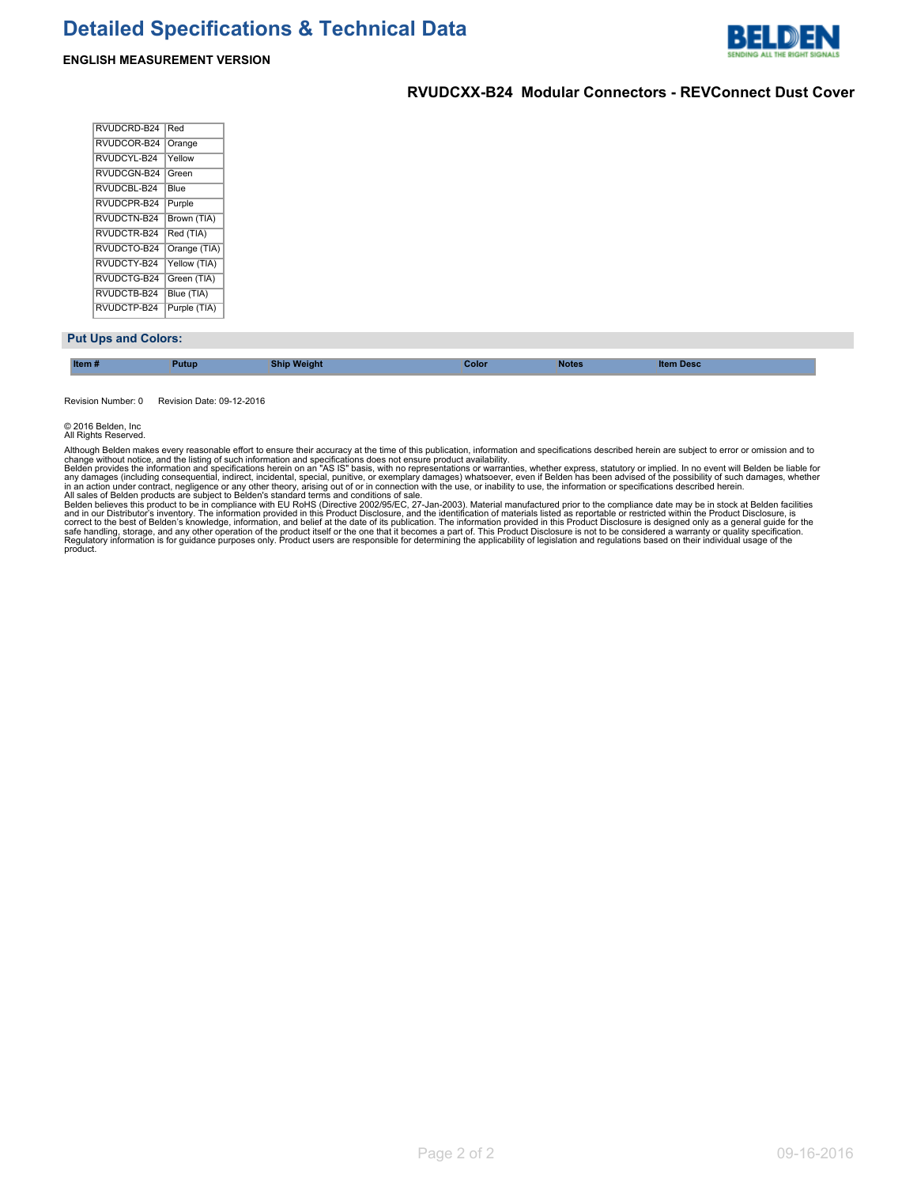# Detailed Specifications & Technical Data

**ENGLISH MEASUREMENT VERSION**

## RVUDCXX-B24 Modular Connectors - REVConnect Dust Cover

| | |
|---|---|
| RVUDCRD-B24 | Red |
| RVUDCOR-B24 | Orange |
| RVUDCYL-B24 | Yellow |
| RVUDCGN-B24 | Green |
| RVUDCBL-B24 | Blue |
| RVUDCPR-B24 | Purple |
| RVUDCTN-B24 | Brown (TIA) |
| RVUDCTR-B24 | Red (TIA) |
| RVUDCTO-B24 | Orange (TIA) |
| RVUDCTY-B24 | Yellow (TIA) |
| RVUDCTG-B24 | Green (TIA) |
| RVUDCTB-B24 | Blue (TIA) |
| RVUDCTP-B24 | Purple (TIA) |

### Put Ups and Colors:

| Item # | Putup | Ship Weight | Color | Notes | Item Desc |
|---|---|---|---|---|---|

Revision Number: 0 Revision Date: 09-12-2016

© 2016 Belden, Inc
All Rights Reserved.

Although Belden makes every reasonable effort to ensure their accuracy at the time of this publication, information and specifications described herein are subject to error or omission and to change without notice, and the listing of such information and specifications does not ensure product availability.
Belden provides the information and specifications herein on an "AS IS" basis, with no representations or warranties, whether express, statutory or implied. In no event will Belden be liable for any damages (including consequential, indirect, incidental, special, punitive, or exemplary damages) whatsoever, even if Belden has been advised of the possibility of such damages, whether in an action under contract, negligence or any other theory, arising out of or in connection with the use, or inability to use, the information or specifications described herein.
All sales of Belden products are subject to Belden's standard terms and conditions of sale.
Belden believes this product to be in compliance with EU RoHS (Directive 2002/95/EC, 27-Jan-2003). Material manufactured prior to the compliance date may be in stock at Belden facilities and in our Distributor's inventory. The information provided in this Product Disclosure, and the identification of materials listed as reportable or restricted within the Product Disclosure, is correct to the best of Belden's knowledge, information, and belief at the date of its publication. The information provided in this Product Disclosure is designed only as a general guide for the safe handling, storage, and any other operation of the product itself or the one that it becomes a part of. This Product Disclosure is not to be considered a warranty or quality specification. Regulatory information is for guidance purposes only. Product users are responsible for determining the applicability of legislation and regulations based on their individual usage of the product.